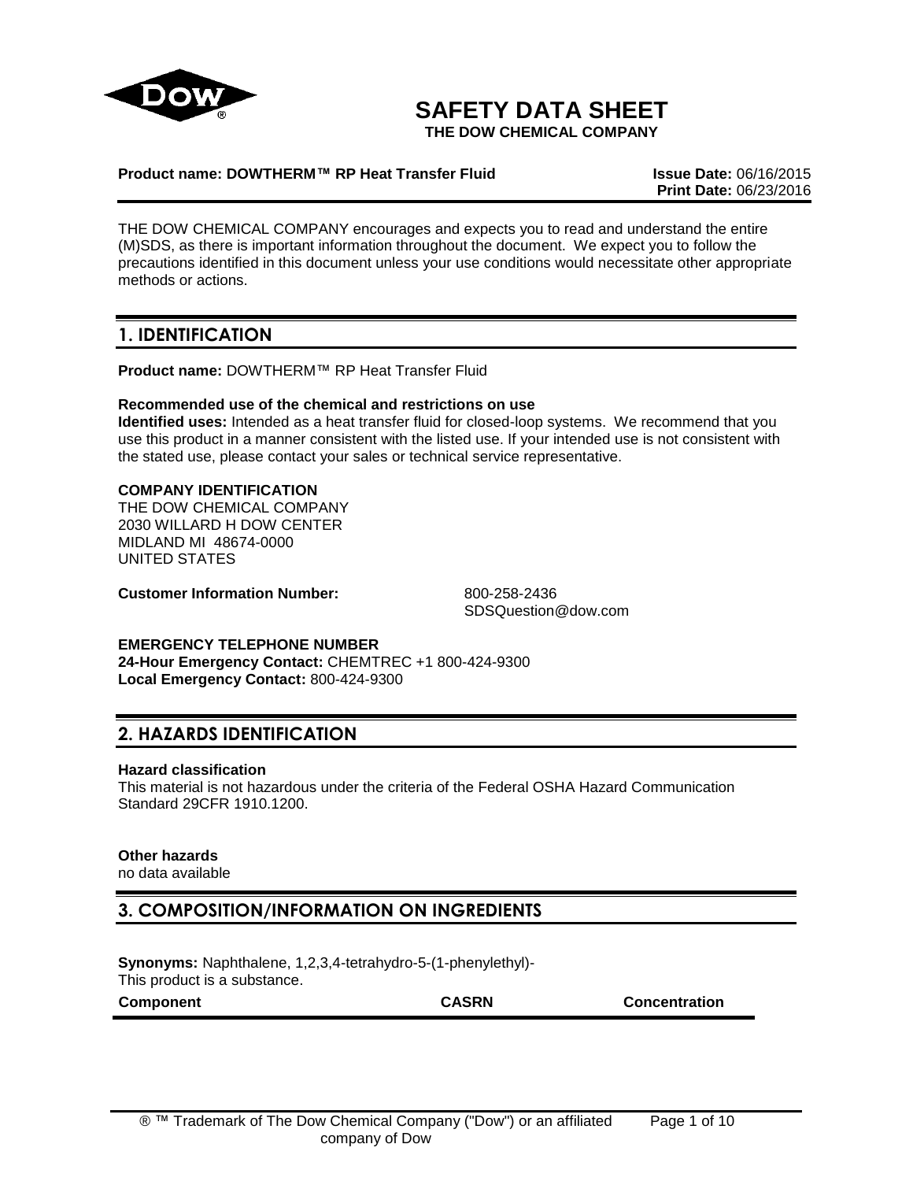# SAFETY DATA SHEET

**THE DOW CHEMICAL COMPANY**

**Product name: DOWTHERM™ RP Heat Transfer Fluid** **Issue Date:** 06/16/2015
**Print Date:** 06/23/2016

THE DOW CHEMICAL COMPANY encourages and expects you to read and understand the entire (M)SDS, as there is important information throughout the document. We expect you to follow the precautions identified in this document unless your use conditions would necessitate other appropriate methods or actions.

## 1. IDENTIFICATION

**Product name:** DOWTHERM™ RP Heat Transfer Fluid

**Recommended use of the chemical and restrictions on use**

**Identified uses:** Intended as a heat transfer fluid for closed-loop systems. We recommend that you use this product in a manner consistent with the listed use. If your intended use is not consistent with the stated use, please contact your sales or technical service representative.

**COMPANY IDENTIFICATION**

THE DOW CHEMICAL COMPANY
2030 WILLARD H DOW CENTER
MIDLAND MI 48674-0000
UNITED STATES

**Customer Information Number:** 800-258-2436
SDSQuestion@dow.com

**EMERGENCY TELEPHONE NUMBER**

**24-Hour Emergency Contact:** CHEMTREC +1 800-424-9300
**Local Emergency Contact:** 800-424-9300

## 2. HAZARDS IDENTIFICATION

**Hazard classification**

This material is not hazardous under the criteria of the Federal OSHA Hazard Communication Standard 29CFR 1910.1200.

**Other hazards**

no data available

## 3. COMPOSITION/INFORMATION ON INGREDIENTS

**Synonyms:** Naphthalene, 1,2,3,4-tetrahydro-5-(1-phenylethyl)-
This product is a substance.

| Component | CASRN | Concentration |
|---|---|---|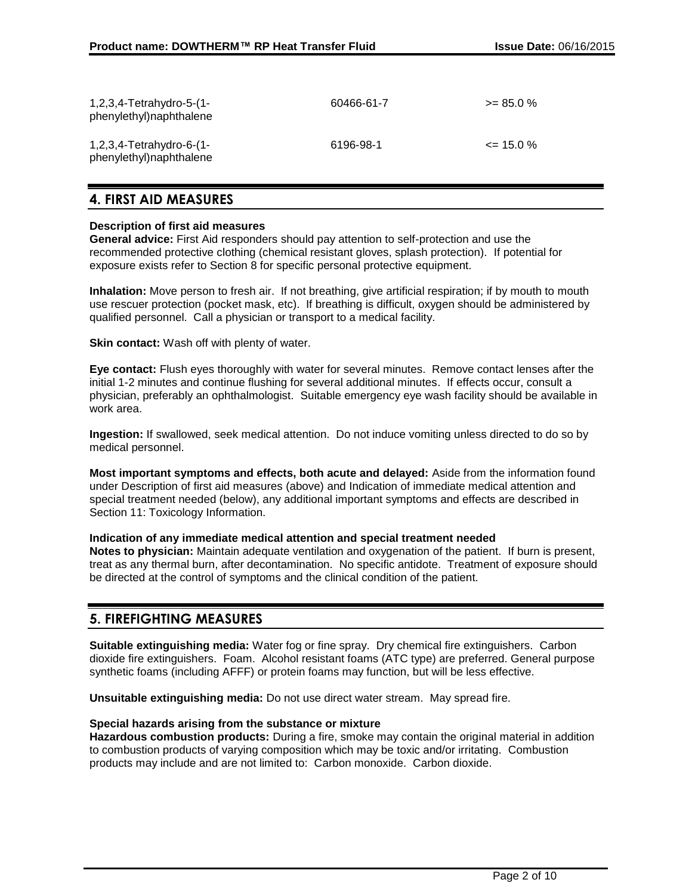| | | |
|---|---|---|
| 1,2,3,4-Tetrahydro-5-(1-phenylethyl)naphthalene | 60466-61-7 | >= 85.0 % |
| 1,2,3,4-Tetrahydro-6-(1-phenylethyl)naphthalene | 6196-98-1 | <= 15.0 % |

## 4. FIRST AID MEASURES

**Description of first aid measures**
**General advice:** First Aid responders should pay attention to self-protection and use the recommended protective clothing (chemical resistant gloves, splash protection). If potential for exposure exists refer to Section 8 for specific personal protective equipment.

**Inhalation:** Move person to fresh air. If not breathing, give artificial respiration; if by mouth to mouth use rescuer protection (pocket mask, etc). If breathing is difficult, oxygen should be administered by qualified personnel. Call a physician or transport to a medical facility.

**Skin contact:** Wash off with plenty of water.

**Eye contact:** Flush eyes thoroughly with water for several minutes. Remove contact lenses after the initial 1-2 minutes and continue flushing for several additional minutes. If effects occur, consult a physician, preferably an ophthalmologist. Suitable emergency eye wash facility should be available in work area.

**Ingestion:** If swallowed, seek medical attention. Do not induce vomiting unless directed to do so by medical personnel.

**Most important symptoms and effects, both acute and delayed:** Aside from the information found under Description of first aid measures (above) and Indication of immediate medical attention and special treatment needed (below), any additional important symptoms and effects are described in Section 11: Toxicology Information.

**Indication of any immediate medical attention and special treatment needed**
**Notes to physician:** Maintain adequate ventilation and oxygenation of the patient. If burn is present, treat as any thermal burn, after decontamination. No specific antidote. Treatment of exposure should be directed at the control of symptoms and the clinical condition of the patient.

## 5. FIREFIGHTING MEASURES

**Suitable extinguishing media:** Water fog or fine spray. Dry chemical fire extinguishers. Carbon dioxide fire extinguishers. Foam. Alcohol resistant foams (ATC type) are preferred. General purpose synthetic foams (including AFFF) or protein foams may function, but will be less effective.

**Unsuitable extinguishing media:** Do not use direct water stream. May spread fire.

**Special hazards arising from the substance or mixture**
**Hazardous combustion products:** During a fire, smoke may contain the original material in addition to combustion products of varying composition which may be toxic and/or irritating. Combustion products may include and are not limited to: Carbon monoxide. Carbon dioxide.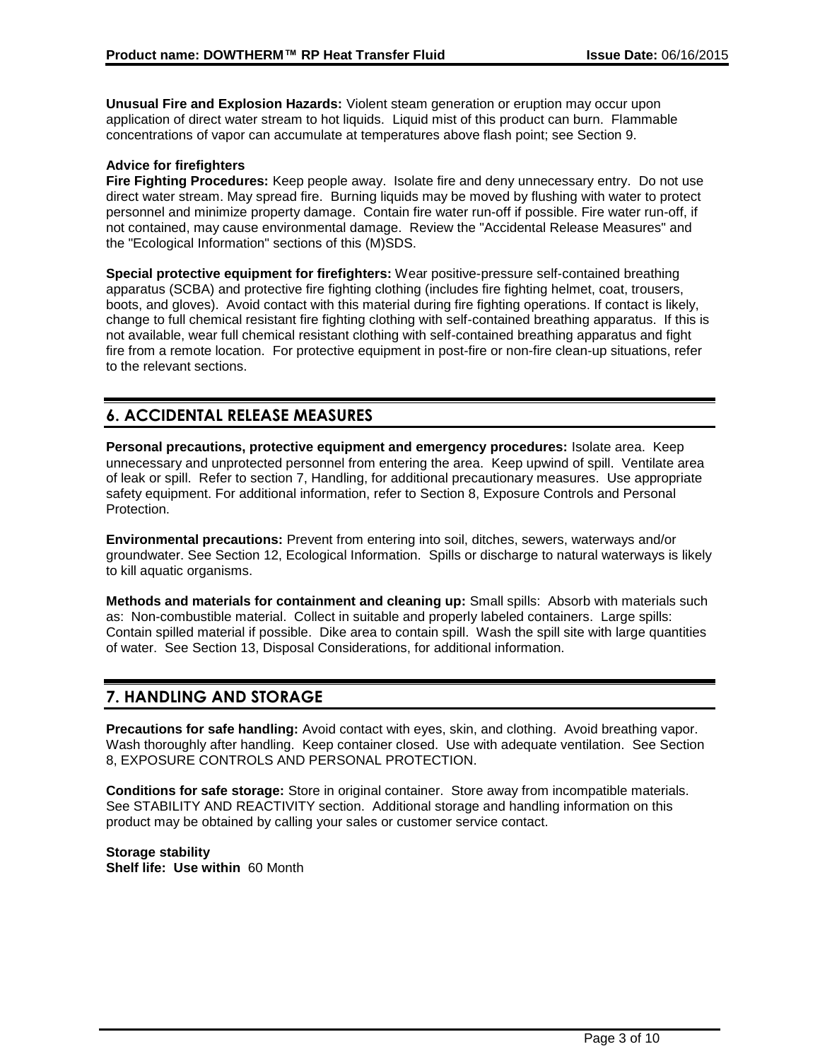**Unusual Fire and Explosion Hazards:** Violent steam generation or eruption may occur upon application of direct water stream to hot liquids. Liquid mist of this product can burn. Flammable concentrations of vapor can accumulate at temperatures above flash point; see Section 9.

**Advice for firefighters**

**Fire Fighting Procedures:** Keep people away. Isolate fire and deny unnecessary entry. Do not use direct water stream. May spread fire. Burning liquids may be moved by flushing with water to protect personnel and minimize property damage. Contain fire water run-off if possible. Fire water run-off, if not contained, may cause environmental damage. Review the "Accidental Release Measures" and the "Ecological Information" sections of this (M)SDS.

**Special protective equipment for firefighters:** Wear positive-pressure self-contained breathing apparatus (SCBA) and protective fire fighting clothing (includes fire fighting helmet, coat, trousers, boots, and gloves). Avoid contact with this material during fire fighting operations. If contact is likely, change to full chemical resistant fire fighting clothing with self-contained breathing apparatus. If this is not available, wear full chemical resistant clothing with self-contained breathing apparatus and fight fire from a remote location. For protective equipment in post-fire or non-fire clean-up situations, refer to the relevant sections.

## 6. ACCIDENTAL RELEASE MEASURES

**Personal precautions, protective equipment and emergency procedures:** Isolate area. Keep unnecessary and unprotected personnel from entering the area. Keep upwind of spill. Ventilate area of leak or spill. Refer to section 7, Handling, for additional precautionary measures. Use appropriate safety equipment. For additional information, refer to Section 8, Exposure Controls and Personal Protection.

**Environmental precautions:** Prevent from entering into soil, ditches, sewers, waterways and/or groundwater. See Section 12, Ecological Information. Spills or discharge to natural waterways is likely to kill aquatic organisms.

**Methods and materials for containment and cleaning up:** Small spills: Absorb with materials such as: Non-combustible material. Collect in suitable and properly labeled containers. Large spills: Contain spilled material if possible. Dike area to contain spill. Wash the spill site with large quantities of water. See Section 13, Disposal Considerations, for additional information.

## 7. HANDLING AND STORAGE

**Precautions for safe handling:** Avoid contact with eyes, skin, and clothing. Avoid breathing vapor. Wash thoroughly after handling. Keep container closed. Use with adequate ventilation. See Section 8, EXPOSURE CONTROLS AND PERSONAL PROTECTION.

**Conditions for safe storage:** Store in original container. Store away from incompatible materials. See STABILITY AND REACTIVITY section. Additional storage and handling information on this product may be obtained by calling your sales or customer service contact.

**Storage stability**

**Shelf life: Use within** 60 Month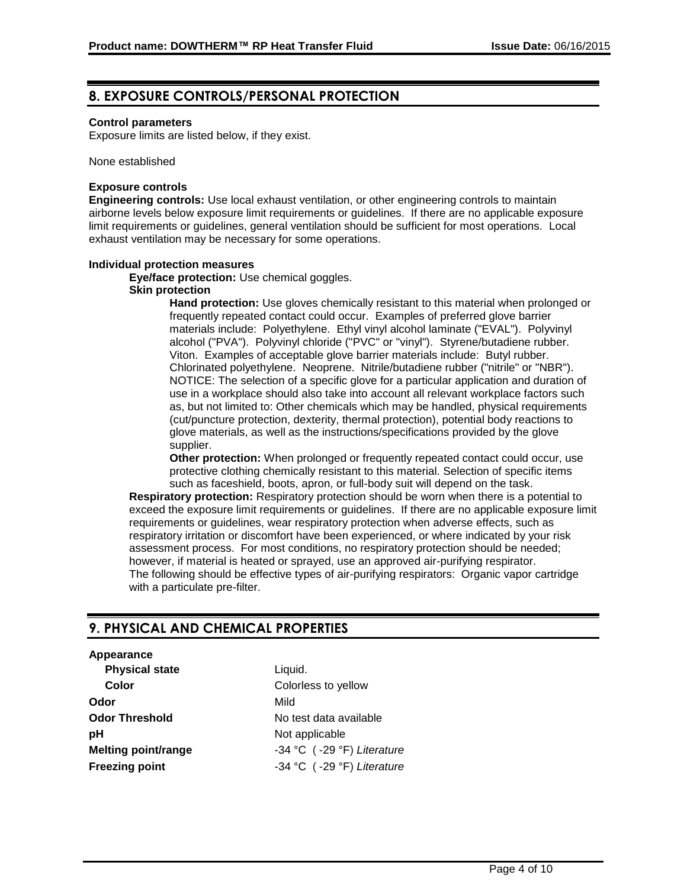## 8. EXPOSURE CONTROLS/PERSONAL PROTECTION

**Control parameters**

Exposure limits are listed below, if they exist.

None established

**Exposure controls**

**Engineering controls:** Use local exhaust ventilation, or other engineering controls to maintain airborne levels below exposure limit requirements or guidelines. If there are no applicable exposure limit requirements or guidelines, general ventilation should be sufficient for most operations. Local exhaust ventilation may be necessary for some operations.

**Individual protection measures**

**Eye/face protection:** Use chemical goggles.

**Skin protection**

**Hand protection:** Use gloves chemically resistant to this material when prolonged or frequently repeated contact could occur. Examples of preferred glove barrier materials include: Polyethylene. Ethyl vinyl alcohol laminate ("EVAL"). Polyvinyl alcohol ("PVA"). Polyvinyl chloride ("PVC" or "vinyl"). Styrene/butadiene rubber. Viton. Examples of acceptable glove barrier materials include: Butyl rubber. Chlorinated polyethylene. Neoprene. Nitrile/butadiene rubber ("nitrile" or "NBR"). NOTICE: The selection of a specific glove for a particular application and duration of use in a workplace should also take into account all relevant workplace factors such as, but not limited to: Other chemicals which may be handled, physical requirements (cut/puncture protection, dexterity, thermal protection), potential body reactions to glove materials, as well as the instructions/specifications provided by the glove supplier.

**Other protection:** When prolonged or frequently repeated contact could occur, use protective clothing chemically resistant to this material. Selection of specific items such as faceshield, boots, apron, or full-body suit will depend on the task.

**Respiratory protection:** Respiratory protection should be worn when there is a potential to exceed the exposure limit requirements or guidelines. If there are no applicable exposure limit requirements or guidelines, wear respiratory protection when adverse effects, such as respiratory irritation or discomfort have been experienced, or where indicated by your risk assessment process. For most conditions, no respiratory protection should be needed; however, if material is heated or sprayed, use an approved air-purifying respirator. The following should be effective types of air-purifying respirators: Organic vapor cartridge with a particulate pre-filter.

## 9. PHYSICAL AND CHEMICAL PROPERTIES

| | |
|---|---|
| **Appearance** | |
| **Physical state** | Liquid. |
| **Color** | Colorless to yellow |
| **Odor** | Mild |
| **Odor Threshold** | No test data available |
| **pH** | Not applicable |
| **Melting point/range** | -34 °C ( -29 °F) *Literature* |
| **Freezing point** | -34 °C ( -29 °F) *Literature* |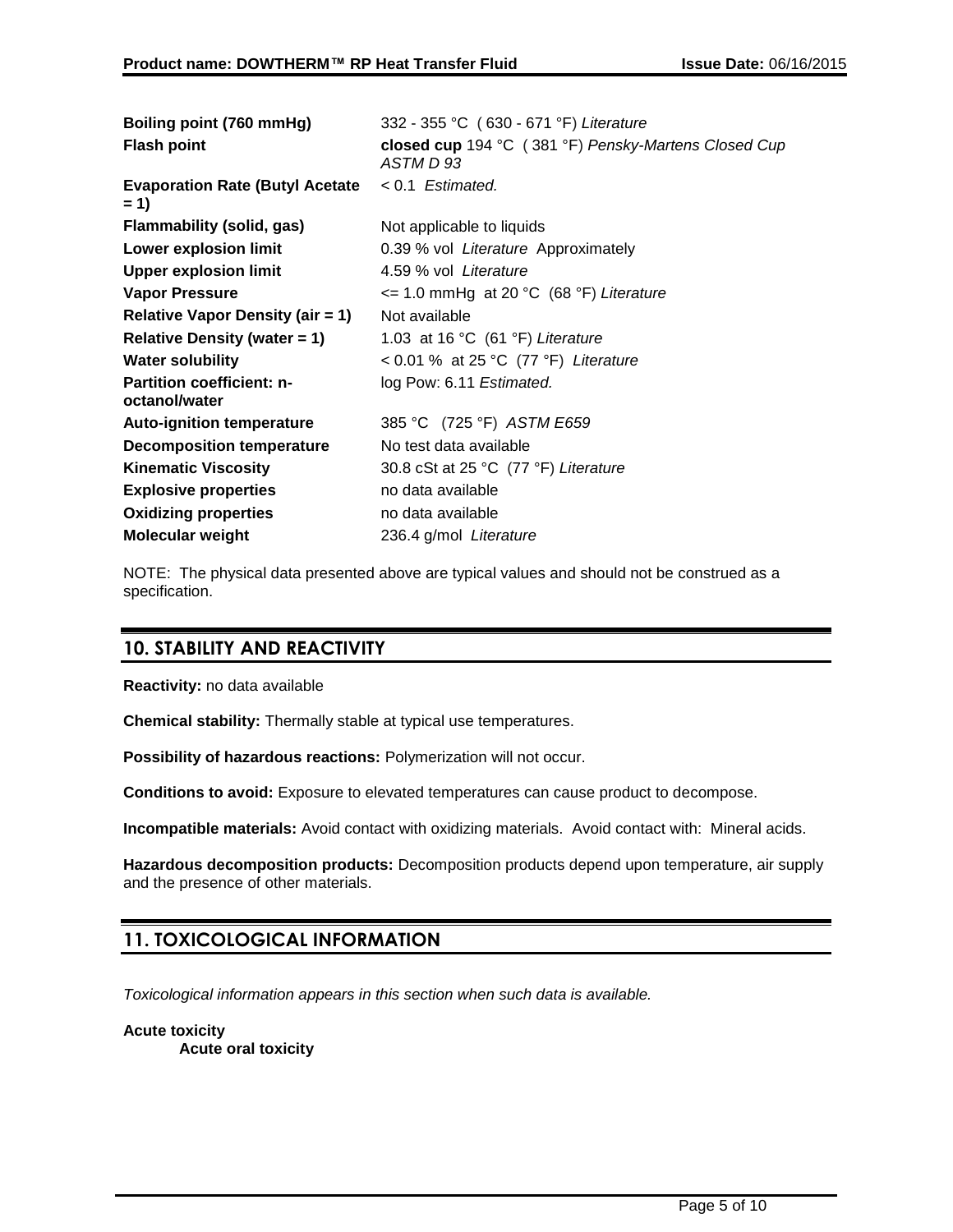| | |
|---|---|
| **Boiling point (760 mmHg)** | 332 - 355 °C ( 630 - 671 °F) *Literature* |
| **Flash point** | **closed cup** 194 °C ( 381 °F) *Pensky-Martens Closed Cup ASTM D 93* |
| **Evaporation Rate (Butyl Acetate = 1)** | < 0.1 *Estimated.* |
| **Flammability (solid, gas)** | Not applicable to liquids |
| **Lower explosion limit** | 0.39 % vol *Literature* Approximately |
| **Upper explosion limit** | 4.59 % vol *Literature* |
| **Vapor Pressure** | <= 1.0 mmHg at 20 °C (68 °F) *Literature* |
| **Relative Vapor Density (air = 1)** | Not available |
| **Relative Density (water = 1)** | 1.03 at 16 °C (61 °F) *Literature* |
| **Water solubility** | < 0.01 % at 25 °C (77 °F) *Literature* |
| **Partition coefficient: n-octanol/water** | log Pow: 6.11 *Estimated.* |
| **Auto-ignition temperature** | 385 °C (725 °F) *ASTM E659* |
| **Decomposition temperature** | No test data available |
| **Kinematic Viscosity** | 30.8 cSt at 25 °C (77 °F) *Literature* |
| **Explosive properties** | no data available |
| **Oxidizing properties** | no data available |
| **Molecular weight** | 236.4 g/mol *Literature* |

NOTE: The physical data presented above are typical values and should not be construed as a specification.

## 10. STABILITY AND REACTIVITY

**Reactivity:** no data available

**Chemical stability:** Thermally stable at typical use temperatures.

**Possibility of hazardous reactions:** Polymerization will not occur.

**Conditions to avoid:** Exposure to elevated temperatures can cause product to decompose.

**Incompatible materials:** Avoid contact with oxidizing materials. Avoid contact with: Mineral acids.

**Hazardous decomposition products:** Decomposition products depend upon temperature, air supply and the presence of other materials.

## 11. TOXICOLOGICAL INFORMATION

*Toxicological information appears in this section when such data is available.*

**Acute toxicity**

**Acute oral toxicity**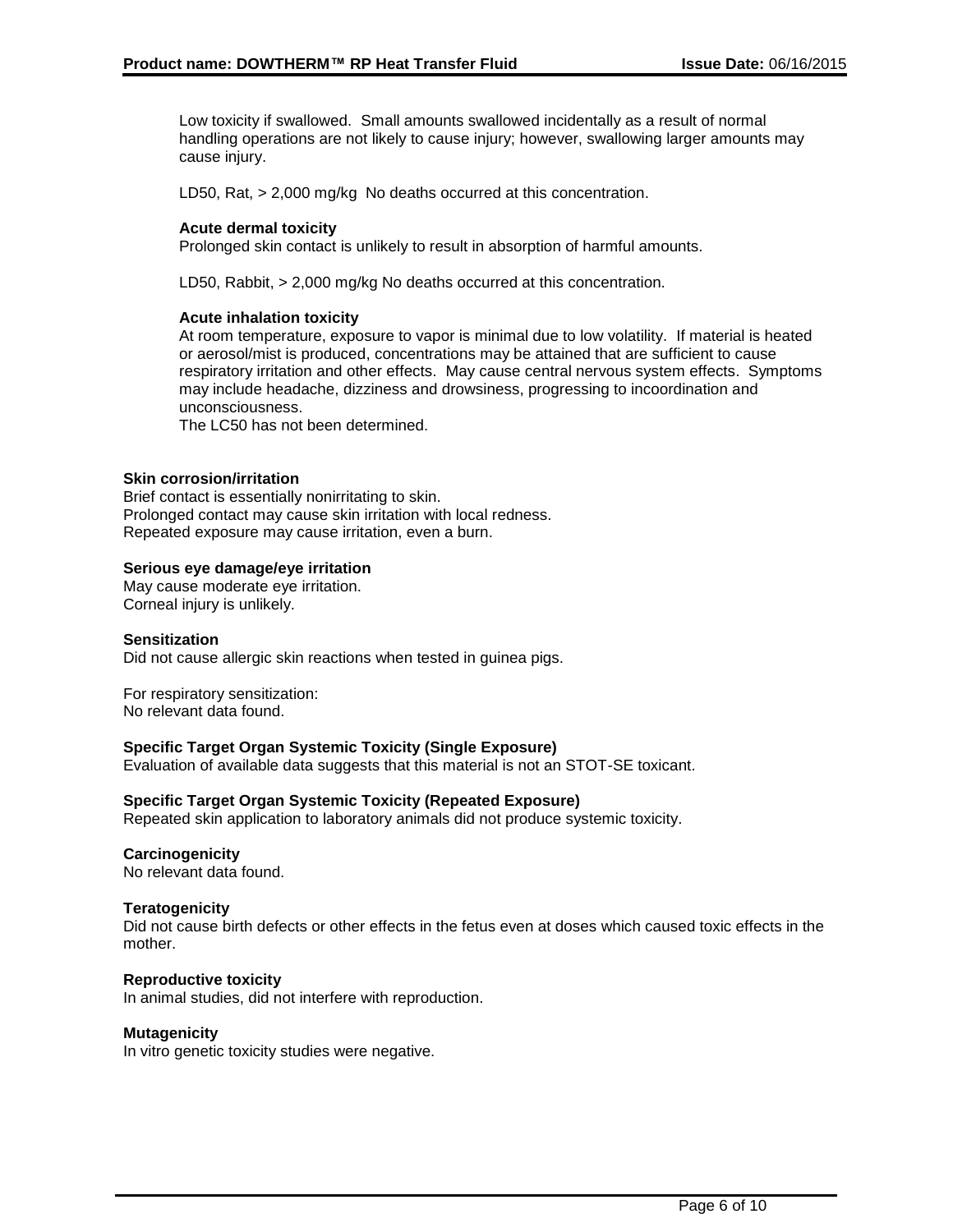Low toxicity if swallowed. Small amounts swallowed incidentally as a result of normal handling operations are not likely to cause injury; however, swallowing larger amounts may cause injury.

LD50, Rat, > 2,000 mg/kg No deaths occurred at this concentration.

**Acute dermal toxicity**

Prolonged skin contact is unlikely to result in absorption of harmful amounts.

LD50, Rabbit, > 2,000 mg/kg No deaths occurred at this concentration.

**Acute inhalation toxicity**

At room temperature, exposure to vapor is minimal due to low volatility. If material is heated or aerosol/mist is produced, concentrations may be attained that are sufficient to cause respiratory irritation and other effects. May cause central nervous system effects. Symptoms may include headache, dizziness and drowsiness, progressing to incoordination and unconsciousness.
The LC50 has not been determined.

**Skin corrosion/irritation**

Brief contact is essentially nonirritating to skin.
Prolonged contact may cause skin irritation with local redness.
Repeated exposure may cause irritation, even a burn.

**Serious eye damage/eye irritation**

May cause moderate eye irritation.
Corneal injury is unlikely.

**Sensitization**

Did not cause allergic skin reactions when tested in guinea pigs.

For respiratory sensitization:
No relevant data found.

**Specific Target Organ Systemic Toxicity (Single Exposure)**

Evaluation of available data suggests that this material is not an STOT-SE toxicant.

**Specific Target Organ Systemic Toxicity (Repeated Exposure)**

Repeated skin application to laboratory animals did not produce systemic toxicity.

**Carcinogenicity**

No relevant data found.

**Teratogenicity**

Did not cause birth defects or other effects in the fetus even at doses which caused toxic effects in the mother.

**Reproductive toxicity**

In animal studies, did not interfere with reproduction.

**Mutagenicity**

In vitro genetic toxicity studies were negative.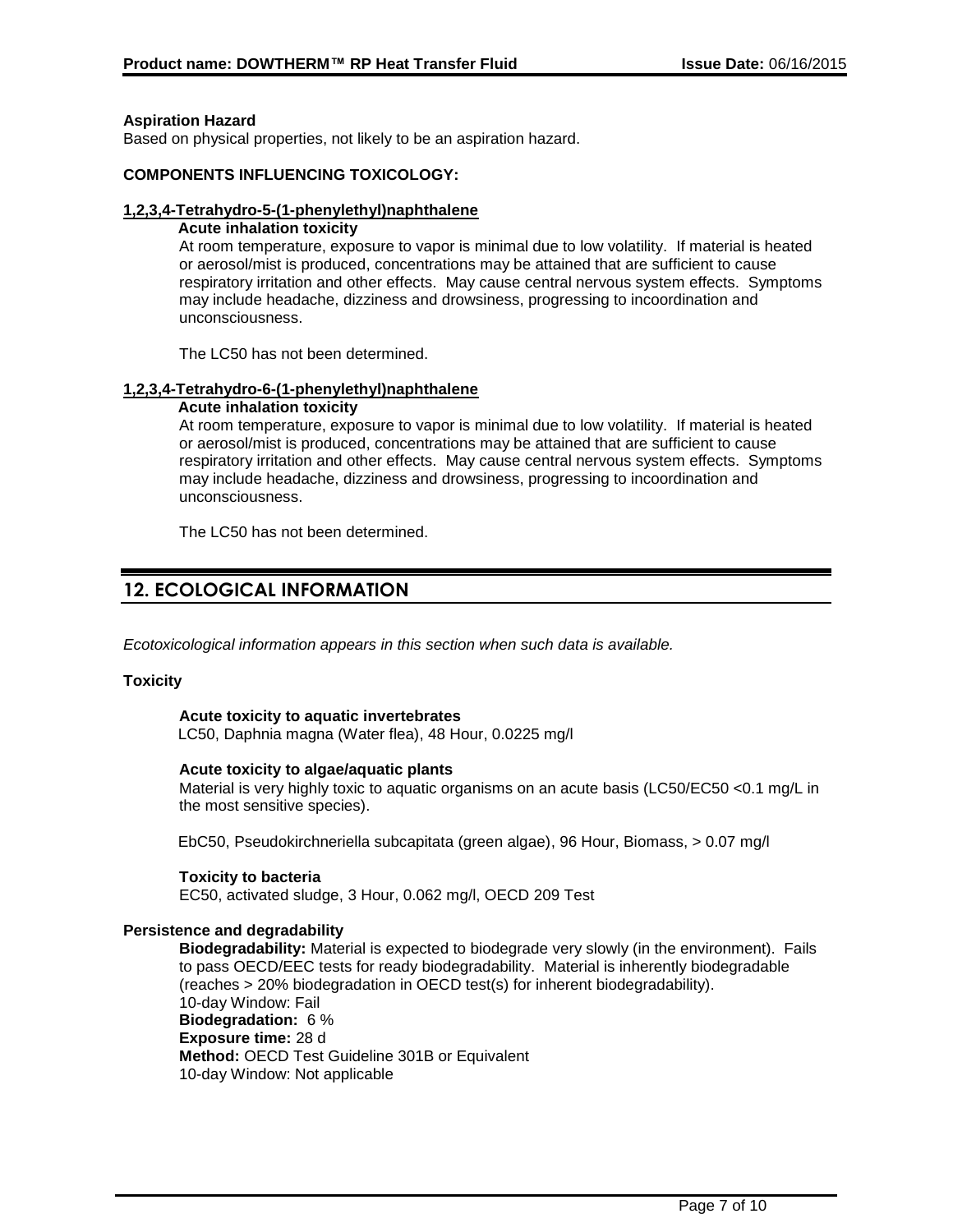**Aspiration Hazard**
Based on physical properties, not likely to be an aspiration hazard.

**COMPONENTS INFLUENCING TOXICOLOGY:**

**1,2,3,4-Tetrahydro-5-(1-phenylethyl)naphthalene**

**Acute inhalation toxicity**
At room temperature, exposure to vapor is minimal due to low volatility. If material is heated or aerosol/mist is produced, concentrations may be attained that are sufficient to cause respiratory irritation and other effects. May cause central nervous system effects. Symptoms may include headache, dizziness and drowsiness, progressing to incoordination and unconsciousness.

The LC50 has not been determined.

**1,2,3,4-Tetrahydro-6-(1-phenylethyl)naphthalene**

**Acute inhalation toxicity**
At room temperature, exposure to vapor is minimal due to low volatility. If material is heated or aerosol/mist is produced, concentrations may be attained that are sufficient to cause respiratory irritation and other effects. May cause central nervous system effects. Symptoms may include headache, dizziness and drowsiness, progressing to incoordination and unconsciousness.

The LC50 has not been determined.

## 12. ECOLOGICAL INFORMATION

*Ecotoxicological information appears in this section when such data is available.*

**Toxicity**

**Acute toxicity to aquatic invertebrates**
LC50, Daphnia magna (Water flea), 48 Hour, 0.0225 mg/l

**Acute toxicity to algae/aquatic plants**
Material is very highly toxic to aquatic organisms on an acute basis (LC50/EC50 <0.1 mg/L in the most sensitive species).

EbC50, Pseudokirchneriella subcapitata (green algae), 96 Hour, Biomass, > 0.07 mg/l

**Toxicity to bacteria**
EC50, activated sludge, 3 Hour, 0.062 mg/l, OECD 209 Test

**Persistence and degradability**

**Biodegradability:** Material is expected to biodegrade very slowly (in the environment). Fails to pass OECD/EEC tests for ready biodegradability. Material is inherently biodegradable (reaches > 20% biodegradation in OECD test(s) for inherent biodegradability).
10-day Window: Fail
**Biodegradation:** 6 %
**Exposure time:** 28 d
**Method:** OECD Test Guideline 301B or Equivalent
10-day Window: Not applicable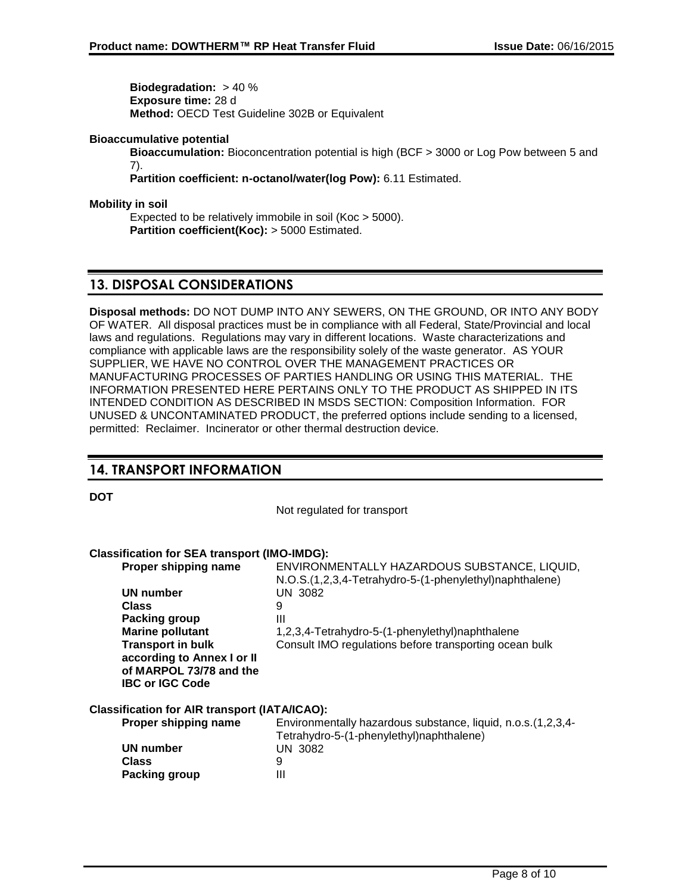**Biodegradation:** > 40 %
**Exposure time:** 28 d
**Method:** OECD Test Guideline 302B or Equivalent

**Bioaccumulative potential**

**Bioaccumulation:** Bioconcentration potential is high (BCF > 3000 or Log Pow between 5 and 7).
**Partition coefficient: n-octanol/water(log Pow):** 6.11 Estimated.

**Mobility in soil**

Expected to be relatively immobile in soil (Koc > 5000).
**Partition coefficient(Koc):** > 5000 Estimated.

## 13. DISPOSAL CONSIDERATIONS

**Disposal methods:** DO NOT DUMP INTO ANY SEWERS, ON THE GROUND, OR INTO ANY BODY OF WATER. All disposal practices must be in compliance with all Federal, State/Provincial and local laws and regulations. Regulations may vary in different locations. Waste characterizations and compliance with applicable laws are the responsibility solely of the waste generator. AS YOUR SUPPLIER, WE HAVE NO CONTROL OVER THE MANAGEMENT PRACTICES OR MANUFACTURING PROCESSES OF PARTIES HANDLING OR USING THIS MATERIAL. THE INFORMATION PRESENTED HERE PERTAINS ONLY TO THE PRODUCT AS SHIPPED IN ITS INTENDED CONDITION AS DESCRIBED IN MSDS SECTION: Composition Information. FOR UNUSED & UNCONTAMINATED PRODUCT, the preferred options include sending to a licensed, permitted: Reclaimer. Incinerator or other thermal destruction device.

## 14. TRANSPORT INFORMATION

**DOT**

Not regulated for transport

**Classification for SEA transport (IMO-IMDG):**

| | |
|---|---|
| **Proper shipping name** | ENVIRONMENTALLY HAZARDOUS SUBSTANCE, LIQUID, N.O.S.(1,2,3,4-Tetrahydro-5-(1-phenylethyl)naphthalene) |
| **UN number** | UN 3082 |
| **Class** | 9 |
| **Packing group** | III |
| **Marine pollutant** | 1,2,3,4-Tetrahydro-5-(1-phenylethyl)naphthalene |
| **Transport in bulk according to Annex I or II of MARPOL 73/78 and the IBC or IGC Code** | Consult IMO regulations before transporting ocean bulk |

**Classification for AIR transport (IATA/ICAO):**

| | |
|---|---|
| **Proper shipping name** | Environmentally hazardous substance, liquid, n.o.s.(1,2,3,4-Tetrahydro-5-(1-phenylethyl)naphthalene) |
| **UN number** | UN 3082 |
| **Class** | 9 |
| **Packing group** | III |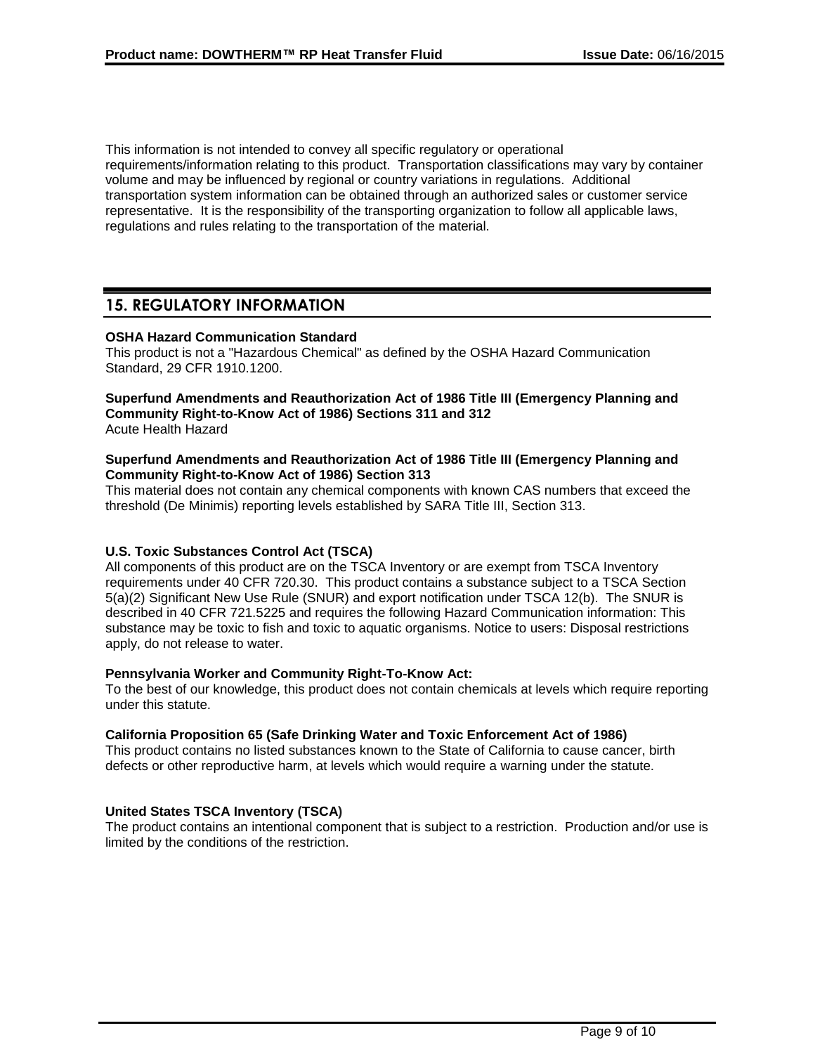This information is not intended to convey all specific regulatory or operational requirements/information relating to this product. Transportation classifications may vary by container volume and may be influenced by regional or country variations in regulations. Additional transportation system information can be obtained through an authorized sales or customer service representative. It is the responsibility of the transporting organization to follow all applicable laws, regulations and rules relating to the transportation of the material.

## 15. REGULATORY INFORMATION

**OSHA Hazard Communication Standard**
This product is not a "Hazardous Chemical" as defined by the OSHA Hazard Communication Standard, 29 CFR 1910.1200.

**Superfund Amendments and Reauthorization Act of 1986 Title III (Emergency Planning and Community Right-to-Know Act of 1986) Sections 311 and 312**
Acute Health Hazard

**Superfund Amendments and Reauthorization Act of 1986 Title III (Emergency Planning and Community Right-to-Know Act of 1986) Section 313**
This material does not contain any chemical components with known CAS numbers that exceed the threshold (De Minimis) reporting levels established by SARA Title III, Section 313.

**U.S. Toxic Substances Control Act (TSCA)**
All components of this product are on the TSCA Inventory or are exempt from TSCA Inventory requirements under 40 CFR 720.30. This product contains a substance subject to a TSCA Section 5(a)(2) Significant New Use Rule (SNUR) and export notification under TSCA 12(b). The SNUR is described in 40 CFR 721.5225 and requires the following Hazard Communication information: This substance may be toxic to fish and toxic to aquatic organisms. Notice to users: Disposal restrictions apply, do not release to water.

**Pennsylvania Worker and Community Right-To-Know Act:**
To the best of our knowledge, this product does not contain chemicals at levels which require reporting under this statute.

**California Proposition 65 (Safe Drinking Water and Toxic Enforcement Act of 1986)**
This product contains no listed substances known to the State of California to cause cancer, birth defects or other reproductive harm, at levels which would require a warning under the statute.

**United States TSCA Inventory (TSCA)**
The product contains an intentional component that is subject to a restriction. Production and/or use is limited by the conditions of the restriction.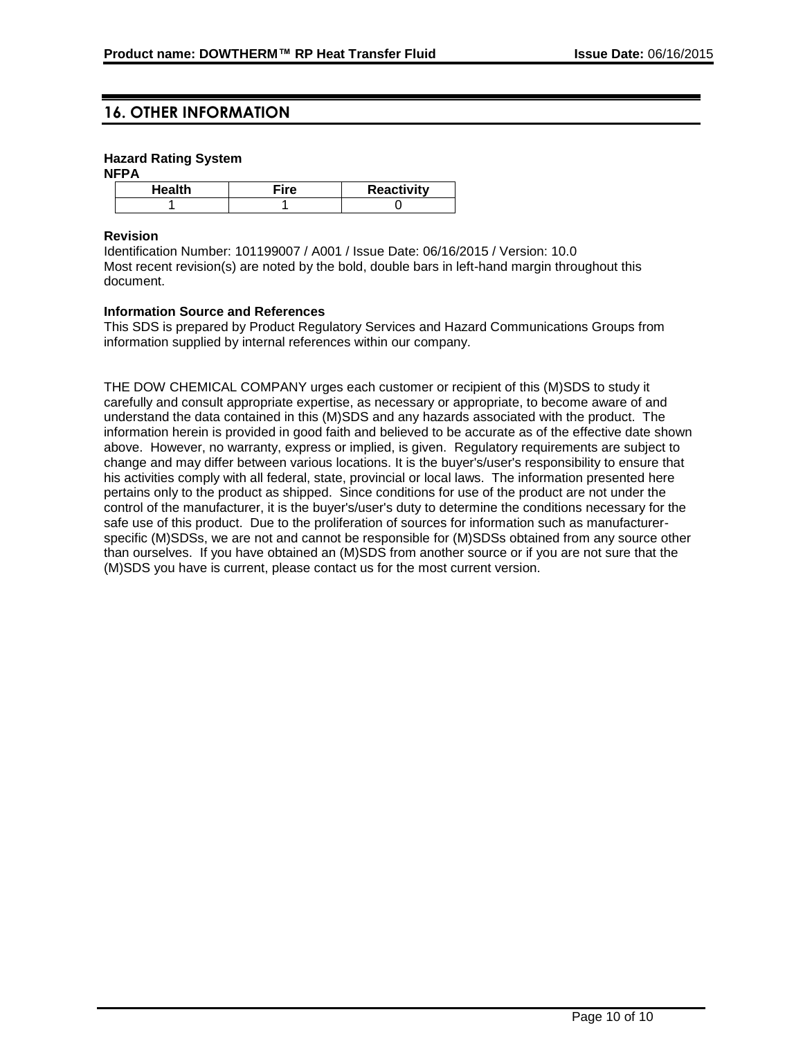## 16. OTHER INFORMATION

**Hazard Rating System**

**NFPA**

| Health | Fire | Reactivity |
|---|---|---|
| 1 | 1 | 0 |

**Revision**

Identification Number: 101199007 / A001 / Issue Date: 06/16/2015 / Version: 10.0
Most recent revision(s) are noted by the bold, double bars in left-hand margin throughout this document.

**Information Source and References**

This SDS is prepared by Product Regulatory Services and Hazard Communications Groups from information supplied by internal references within our company.

THE DOW CHEMICAL COMPANY urges each customer or recipient of this (M)SDS to study it carefully and consult appropriate expertise, as necessary or appropriate, to become aware of and understand the data contained in this (M)SDS and any hazards associated with the product. The information herein is provided in good faith and believed to be accurate as of the effective date shown above. However, no warranty, express or implied, is given. Regulatory requirements are subject to change and may differ between various locations. It is the buyer's/user's responsibility to ensure that his activities comply with all federal, state, provincial or local laws. The information presented here pertains only to the product as shipped. Since conditions for use of the product are not under the control of the manufacturer, it is the buyer's/user's duty to determine the conditions necessary for the safe use of this product. Due to the proliferation of sources for information such as manufacturer-specific (M)SDSs, we are not and cannot be responsible for (M)SDSs obtained from any source other than ourselves. If you have obtained an (M)SDS from another source or if you are not sure that the (M)SDS you have is current, please contact us for the most current version.